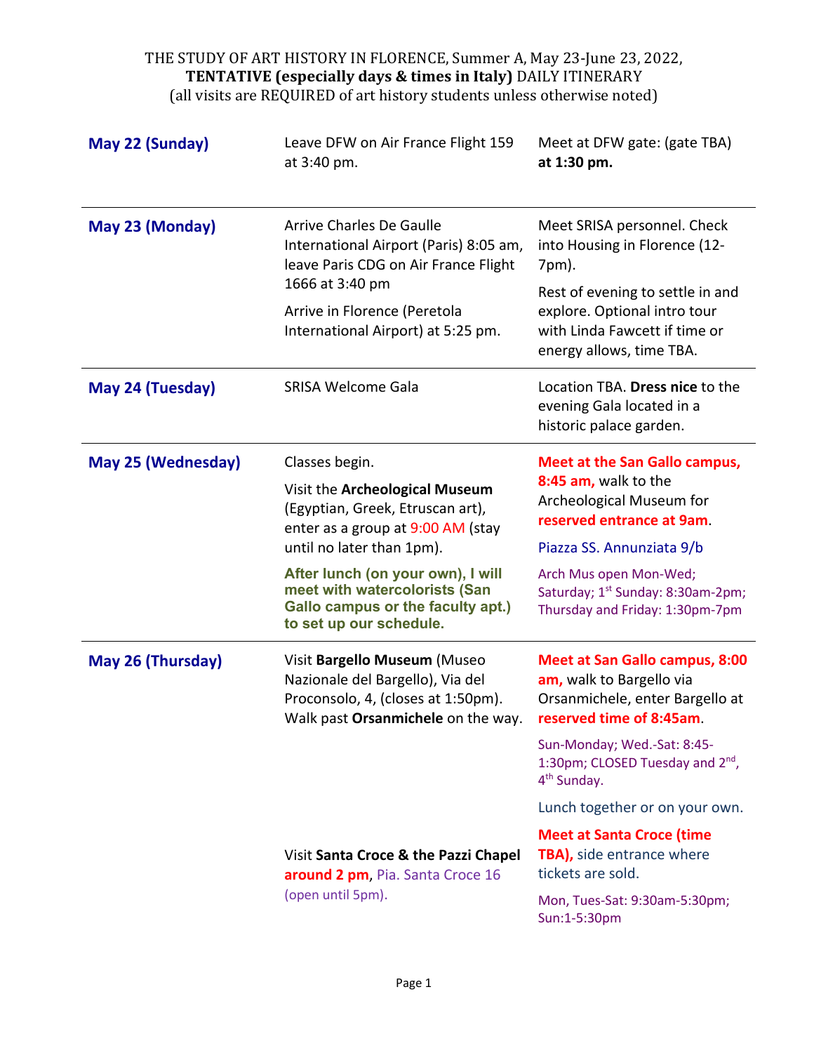THE STUDY OF ART HISTORY IN FLORENCE, Summer A, May 23-June 23, 2022,
**TENTATIVE (especially days & times in Italy)** DAILY ITINERARY
(all visits are REQUIRED of art history students unless otherwise noted)

| | | |
|---|---|---|
| **May 22 (Sunday)** | Leave DFW on Air France Flight 159 at 3:40 pm. | Meet at DFW gate: (gate TBA) **at 1:30 pm.** |
| **May 23 (Monday)** | Arrive Charles De Gaulle International Airport (Paris) 8:05 am, leave Paris CDG on Air France Flight 1666 at 3:40 pm<br><br>Arrive in Florence (Peretola International Airport) at 5:25 pm. | Meet SRISA personnel. Check into Housing in Florence (12-7pm).<br><br>Rest of evening to settle in and explore. Optional intro tour with Linda Fawcett if time or energy allows, time TBA. |
| **May 24 (Tuesday)** | SRISA Welcome Gala | Location TBA. **Dress nice** to the evening Gala located in a historic palace garden. |
| **May 25 (Wednesday)** | Classes begin.<br><br>Visit the **Archeological Museum** (Egyptian, Greek, Etruscan art), enter as a group at 9:00 AM (stay until no later than 1pm).<br><br>**After lunch (on your own), I will meet with watercolorists (San Gallo campus or the faculty apt.) to set up our schedule.** | **Meet at the San Gallo campus, 8:45 am,** walk to the Archeological Museum for **reserved entrance at 9am**.<br><br>Piazza SS. Annunziata 9/b<br><br>Arch Mus open Mon-Wed; Saturday; 1st Sunday: 8:30am-2pm; Thursday and Friday: 1:30pm-7pm |
| **May 26 (Thursday)** | Visit **Bargello Museum** (Museo Nazionale del Bargello), Via del Proconsolo, 4, (closes at 1:50pm). Walk past **Orsanmichele** on the way. | **Meet at San Gallo campus, 8:00 am,** walk to Bargello via Orsanmichele, enter Bargello at **reserved time of 8:45am**.<br><br>Sun-Monday; Wed.-Sat: 8:45-1:30pm; CLOSED Tuesday and 2nd, 4th Sunday.<br><br>Lunch together or on your own. |
| | Visit **Santa Croce & the Pazzi Chapel around 2 pm**, Pia. Santa Croce 16 (open until 5pm). | **Meet at Santa Croce (time TBA),** side entrance where tickets are sold.<br><br>Mon, Tues-Sat: 9:30am-5:30pm; Sun:1-5:30pm |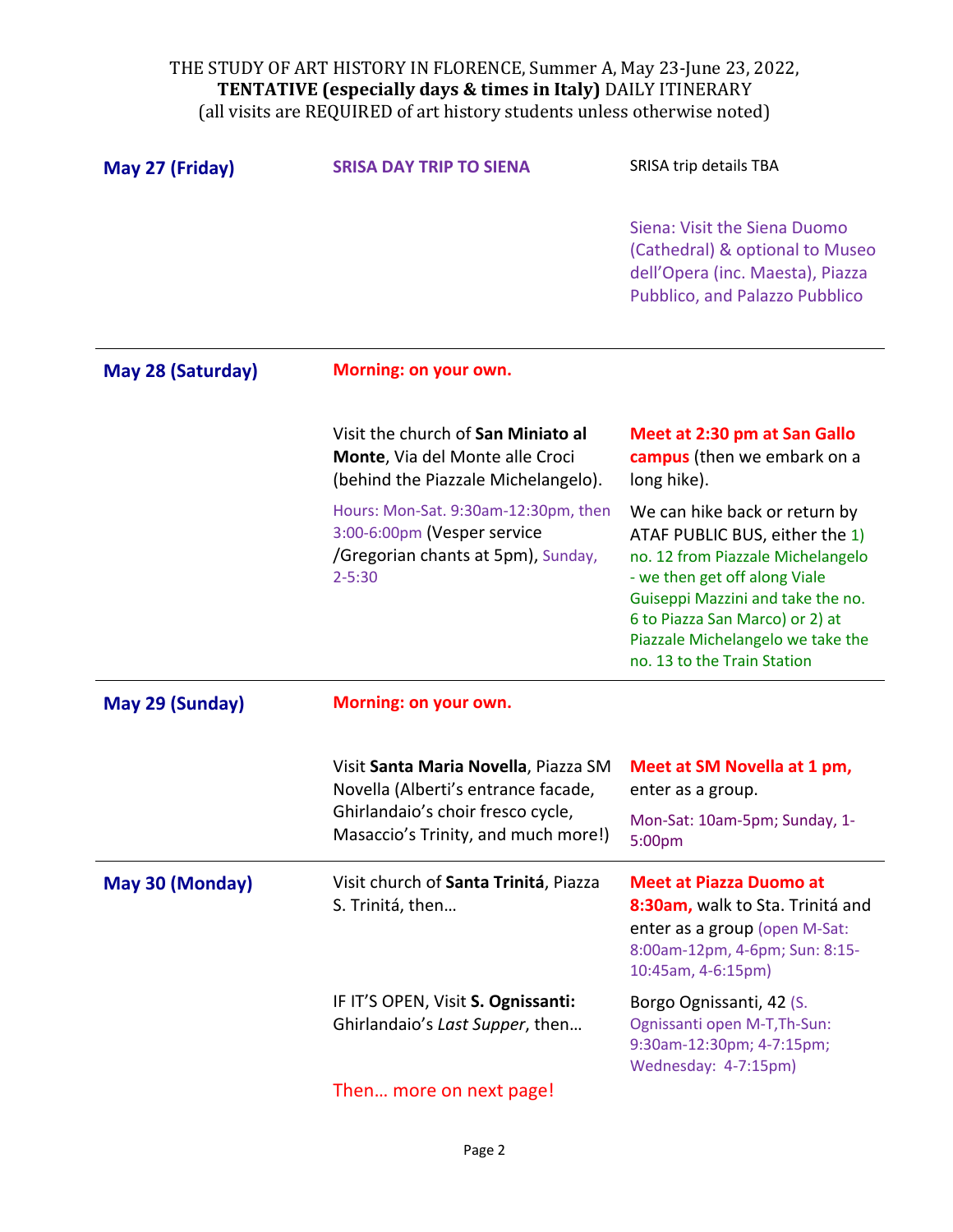THE STUDY OF ART HISTORY IN FLORENCE, Summer A, May 23-June 23, 2022,
**TENTATIVE (especially days & times in Italy)** DAILY ITINERARY
(all visits are REQUIRED of art history students unless otherwise noted)

| | | |
|---|---|---|
| **May 27 (Friday)** | **SRISA DAY TRIP TO SIENA** | SRISA trip details TBA<br><br>Siena: Visit the Siena Duomo (Cathedral) & optional to Museo dell'Opera (inc. Maesta), Piazza Pubblico, and Palazzo Pubblico |
| **May 28 (Saturday)** | **Morning: on your own.**<br><br>Visit the church of **San Miniato al Monte**, Via del Monte alle Croci (behind the Piazzale Michelangelo).<br><br>Hours: Mon-Sat. 9:30am-12:30pm, then 3:00-6:00pm (Vesper service /Gregorian chants at 5pm), Sunday, 2-5:30 | **Meet at 2:30 pm at San Gallo campus** (then we embark on a long hike).<br><br>We can hike back or return by ATAF PUBLIC BUS, either the 1) no. 12 from Piazzale Michelangelo - we then get off along Viale Guiseppi Mazzini and take the no. 6 to Piazza San Marco) or 2) at Piazzale Michelangelo we take the no. 13 to the Train Station |
| **May 29 (Sunday)** | **Morning: on your own.**<br><br>Visit **Santa Maria Novella**, Piazza SM Novella (Alberti's entrance facade, Ghirlandaio's choir fresco cycle, Masaccio's Trinity, and much more!) | **Meet at SM Novella at 1 pm,** enter as a group.<br><br>Mon-Sat: 10am-5pm; Sunday, 1-5:00pm |
| **May 30 (Monday)** | Visit church of **Santa Trinitá**, Piazza S. Trinitá, then…<br><br>IF IT'S OPEN, Visit **S. Ognissanti:** Ghirlandaio's *Last Supper*, then…<br><br>Then… more on next page! | **Meet at Piazza Duomo at 8:30am,** walk to Sta. Trinitá and enter as a group (open M-Sat: 8:00am-12pm, 4-6pm; Sun: 8:15-10:45am, 4-6:15pm)<br><br>Borgo Ognissanti, 42 (S. Ognissanti open M-T,Th-Sun: 9:30am-12:30pm; 4-7:15pm; Wednesday: 4-7:15pm) |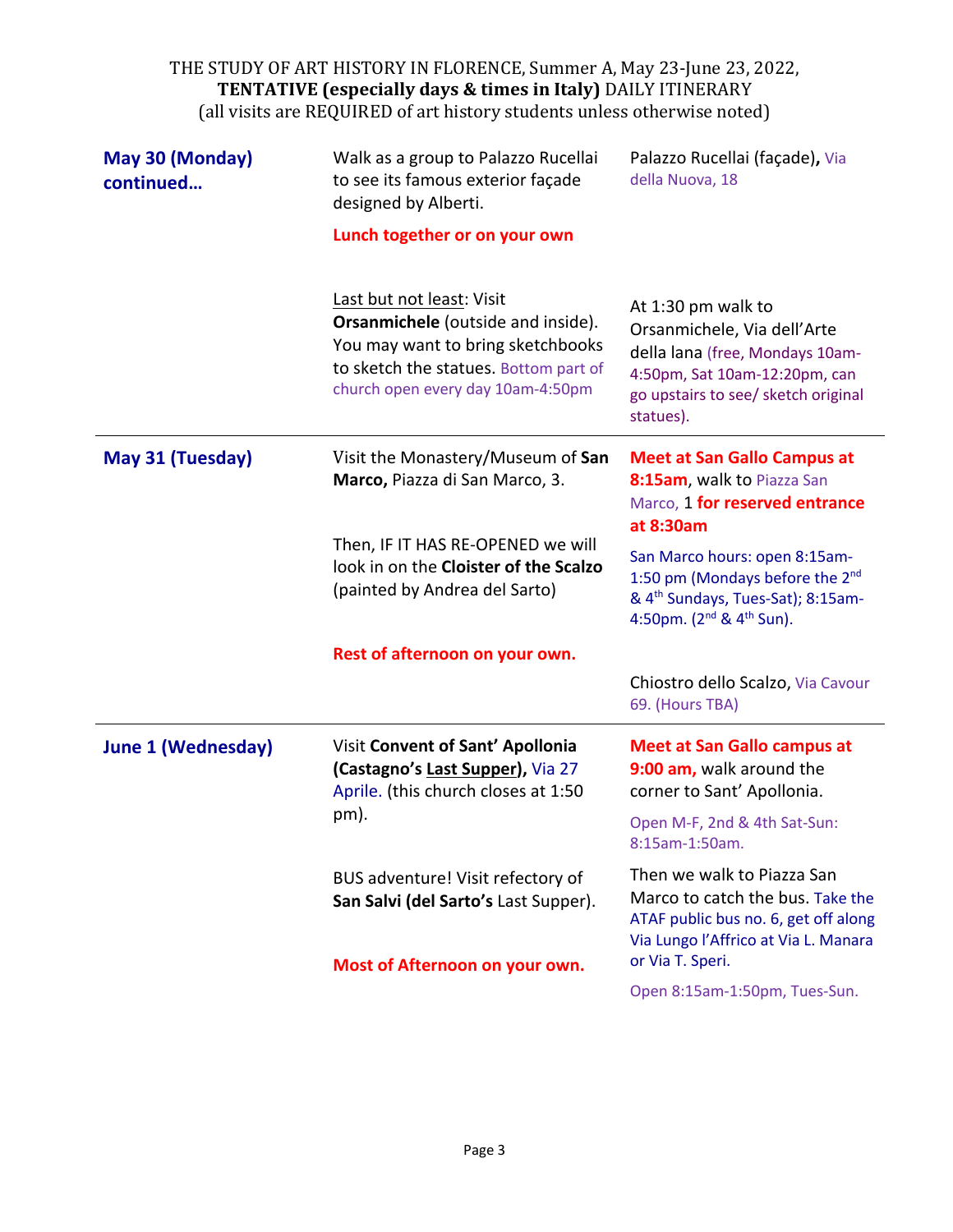THE STUDY OF ART HISTORY IN FLORENCE, Summer A, May 23-June 23, 2022,
**TENTATIVE (especially days & times in Italy)** DAILY ITINERARY
(all visits are REQUIRED of art history students unless otherwise noted)

| | | |
|---|---|---|
| **May 30 (Monday) continued…** | Walk as a group to Palazzo Rucellai to see its famous exterior façade designed by Alberti.<br><br>**Lunch together or on your own**<br><br>Last but not least: Visit **Orsanmichele** (outside and inside). You may want to bring sketchbooks to sketch the statues. Bottom part of church open every day 10am-4:50pm | Palazzo Rucellai (façade)**,** Via della Nuova, 18<br><br>At 1:30 pm walk to Orsanmichele, Via dell'Arte della lana (free, Mondays 10am-4:50pm, Sat 10am-12:20pm, can go upstairs to see/ sketch original statues). |
| **May 31 (Tuesday)** | Visit the Monastery/Museum of **San Marco,** Piazza di San Marco, 3.<br><br>Then, IF IT HAS RE-OPENED we will look in on the **Cloister of the Scalzo** (painted by Andrea del Sarto)<br><br>**Rest of afternoon on your own.** | **Meet at San Gallo Campus at 8:15am**, walk to Piazza San Marco, 1 **for reserved entrance at 8:30am**<br><br>San Marco hours: open 8:15am-1:50 pm (Mondays before the 2nd & 4th Sundays, Tues-Sat); 8:15am-4:50pm. (2nd & 4th Sun).<br><br>Chiostro dello Scalzo, Via Cavour 69. (Hours TBA) |
| **June 1 (Wednesday)** | Visit **Convent of Sant' Apollonia (Castagno's Last Supper),** Via 27 Aprile. (this church closes at 1:50 pm).<br><br>BUS adventure! Visit refectory of **San Salvi (del Sarto's** Last Supper).<br><br>**Most of Afternoon on your own.** | **Meet at San Gallo campus at 9:00 am,** walk around the corner to Sant' Apollonia.<br><br>Open M-F, 2nd & 4th Sat-Sun: 8:15am-1:50am.<br><br>Then we walk to Piazza San Marco to catch the bus. Take the ATAF public bus no. 6, get off along Via Lungo l'Affrico at Via L. Manara or Via T. Speri.<br><br>Open 8:15am-1:50pm, Tues-Sun. |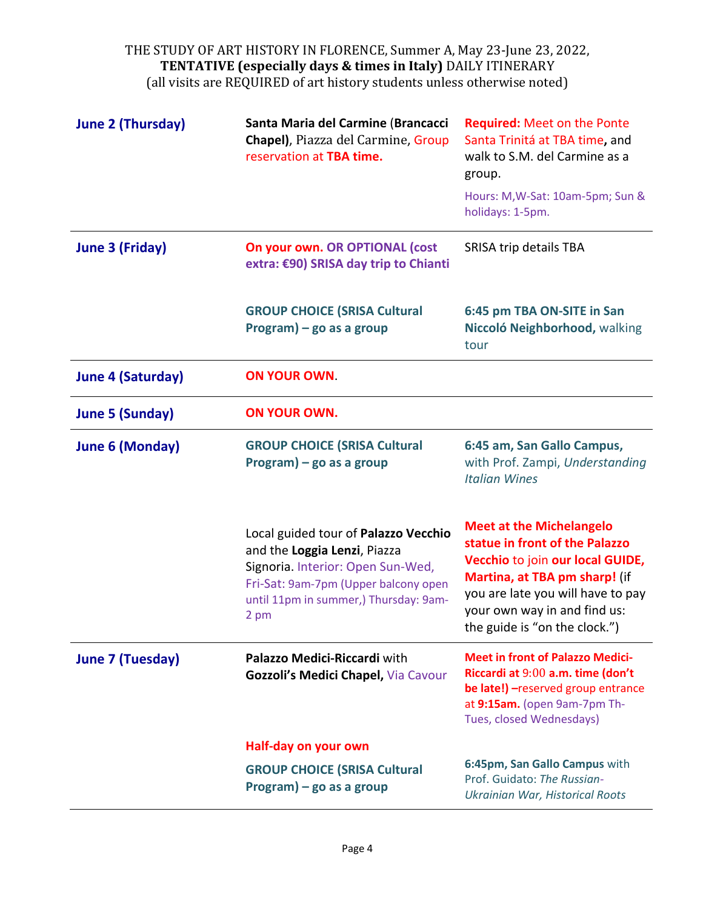THE STUDY OF ART HISTORY IN FLORENCE, Summer A, May 23-June 23, 2022,
**TENTATIVE (especially days & times in Italy)** DAILY ITINERARY
(all visits are REQUIRED of art history students unless otherwise noted)

| | | |
|---|---|---|
| **June 2 (Thursday)** | **Santa Maria del Carmine** (**Brancacci Chapel)**, Piazza del Carmine, Group reservation at **TBA time.** | **Required:** Meet on the Ponte Santa Trinitá at TBA time**,** and walk to S.M. del Carmine as a group.<br><br>Hours: M,W-Sat: 10am-5pm; Sun & holidays: 1-5pm. |
| **June 3 (Friday)** | **On your own. OR OPTIONAL (cost extra: €90) SRISA day trip to Chianti** | SRISA trip details TBA |
| | **GROUP CHOICE (SRISA Cultural Program) – go as a group** | **6:45 pm TBA ON-SITE in San Niccoló Neighborhood,** walking tour |
| **June 4 (Saturday)** | **ON YOUR OWN**. | |
| **June 5 (Sunday)** | **ON YOUR OWN.** | |
| **June 6 (Monday)** | **GROUP CHOICE (SRISA Cultural Program) – go as a group** | **6:45 am, San Gallo Campus,** with Prof. Zampi, *Understanding Italian Wines* |
| | Local guided tour of **Palazzo Vecchio** and the **Loggia Lenzi**, Piazza Signoria. Interior: Open Sun-Wed, Fri-Sat: 9am-7pm (Upper balcony open until 11pm in summer,) Thursday: 9am-2 pm | **Meet at the Michelangelo statue in front of the Palazzo Vecchio** to join **our local GUIDE, Martina, at TBA pm sharp!** (if you are late you will have to pay your own way in and find us: the guide is "on the clock.") |
| **June 7 (Tuesday)** | **Palazzo Medici-Riccardi** with **Gozzoli's Medici Chapel,** Via Cavour | **Meet in front of Palazzo Medici-Riccardi at** 9:00 **a.m. time (don't be late!) –**reserved group entrance at **9:15am.** (open 9am-7pm Th-Tues, closed Wednesdays) |
| | **Half-day on your own** | |
| | **GROUP CHOICE (SRISA Cultural Program) – go as a group** | **6:45pm, San Gallo Campus** with Prof. Guidato: *The Russian-Ukrainian War, Historical Roots* |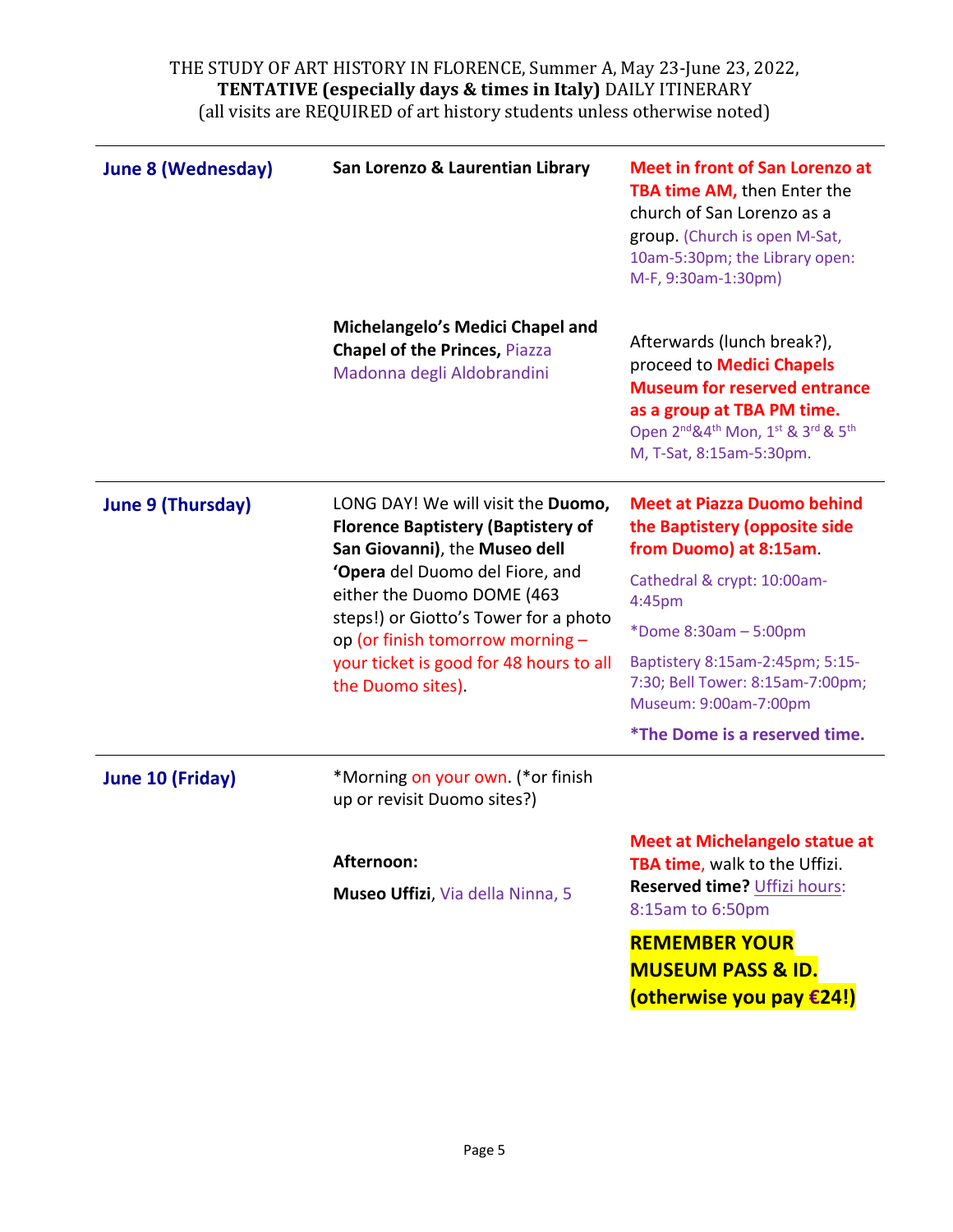THE STUDY OF ART HISTORY IN FLORENCE, Summer A, May 23-June 23, 2022,
**TENTATIVE (especially days & times in Italy)** DAILY ITINERARY
(all visits are REQUIRED of art history students unless otherwise noted)

| | | |
|---|---|---|
| **June 8 (Wednesday)** | **San Lorenzo & Laurentian Library** | **Meet in front of San Lorenzo at TBA time AM,** then Enter the church of San Lorenzo as a group. (Church is open M-Sat, 10am-5:30pm; the Library open: M-F, 9:30am-1:30pm) |
| | **Michelangelo's Medici Chapel and Chapel of the Princes,** Piazza Madonna degli Aldobrandini | Afterwards (lunch break?), proceed to **Medici Chapels Museum for reserved entrance as a group at TBA PM time.** Open 2nd&4th Mon, 1st & 3rd & 5th M, T-Sat, 8:15am-5:30pm. |
| **June 9 (Thursday)** | LONG DAY! We will visit the **Duomo, Florence Baptistery (Baptistery of San Giovanni)**, the **Museo dell 'Opera** del Duomo del Fiore, and either the Duomo DOME (463 steps!) or Giotto's Tower for a photo op (or finish tomorrow morning – your ticket is good for 48 hours to all the Duomo sites). | **Meet at Piazza Duomo behind the Baptistery (opposite side from Duomo) at 8:15am**.<br><br>Cathedral & crypt: 10:00am-4:45pm<br><br>*Dome 8:30am – 5:00pm<br><br>Baptistery 8:15am-2:45pm; 5:15-7:30; Bell Tower: 8:15am-7:00pm; Museum: 9:00am-7:00pm<br><br>***The Dome is a reserved time.** |
| **June 10 (Friday)** | *Morning on your own. (*or finish up or revisit Duomo sites?) | |
| | **Afternoon:**<br><br>**Museo Uffizi**, Via della Ninna, 5 | **Meet at Michelangelo statue at TBA time**, walk to the Uffizi. **Reserved time?** Uffizi hours: 8:15am to 6:50pm<br><br>**REMEMBER YOUR MUSEUM PASS & ID. (otherwise you pay €24!)** |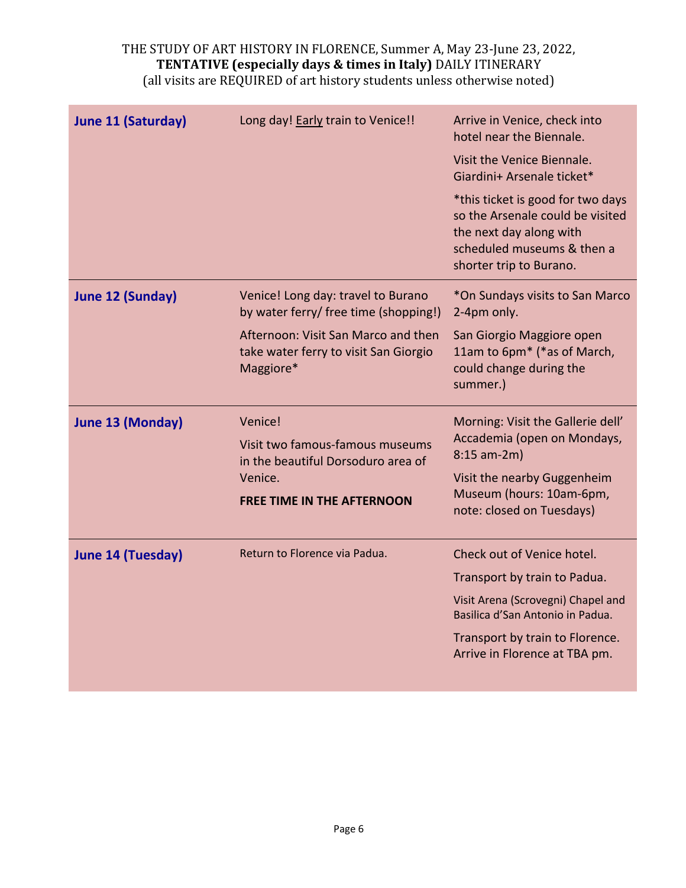THE STUDY OF ART HISTORY IN FLORENCE, Summer A, May 23-June 23, 2022,
**TENTATIVE (especially days & times in Italy)** DAILY ITINERARY
(all visits are REQUIRED of art history students unless otherwise noted)

| | | |
|---|---|---|
| **June 11 (Saturday)** | Long day! <u>Early</u> train to Venice!! | Arrive in Venice, check into hotel near the Biennale.<br><br>Visit the Venice Biennale. Giardini+ Arsenale ticket*<br><br>*this ticket is good for two days so the Arsenale could be visited the next day along with scheduled museums & then a shorter trip to Burano. |
| **June 12 (Sunday)** | Venice! Long day: travel to Burano by water ferry/ free time (shopping!)<br><br>Afternoon: Visit San Marco and then take water ferry to visit San Giorgio Maggiore* | *On Sundays visits to San Marco 2-4pm only.<br><br>San Giorgio Maggiore open 11am to 6pm* (*as of March, could change during the summer.) |
| **June 13 (Monday)** | Venice!<br><br>Visit two famous-famous museums in the beautiful Dorsoduro area of Venice.<br><br>**FREE TIME IN THE AFTERNOON** | Morning: Visit the Gallerie dell' Accademia (open on Mondays, 8:15 am-2m)<br><br>Visit the nearby Guggenheim Museum (hours: 10am-6pm, note: closed on Tuesdays) |
| **June 14 (Tuesday)** | Return to Florence via Padua. | Check out of Venice hotel.<br><br>Transport by train to Padua.<br><br>Visit Arena (Scrovegni) Chapel and Basilica d'San Antonio in Padua.<br><br>Transport by train to Florence. Arrive in Florence at TBA pm. |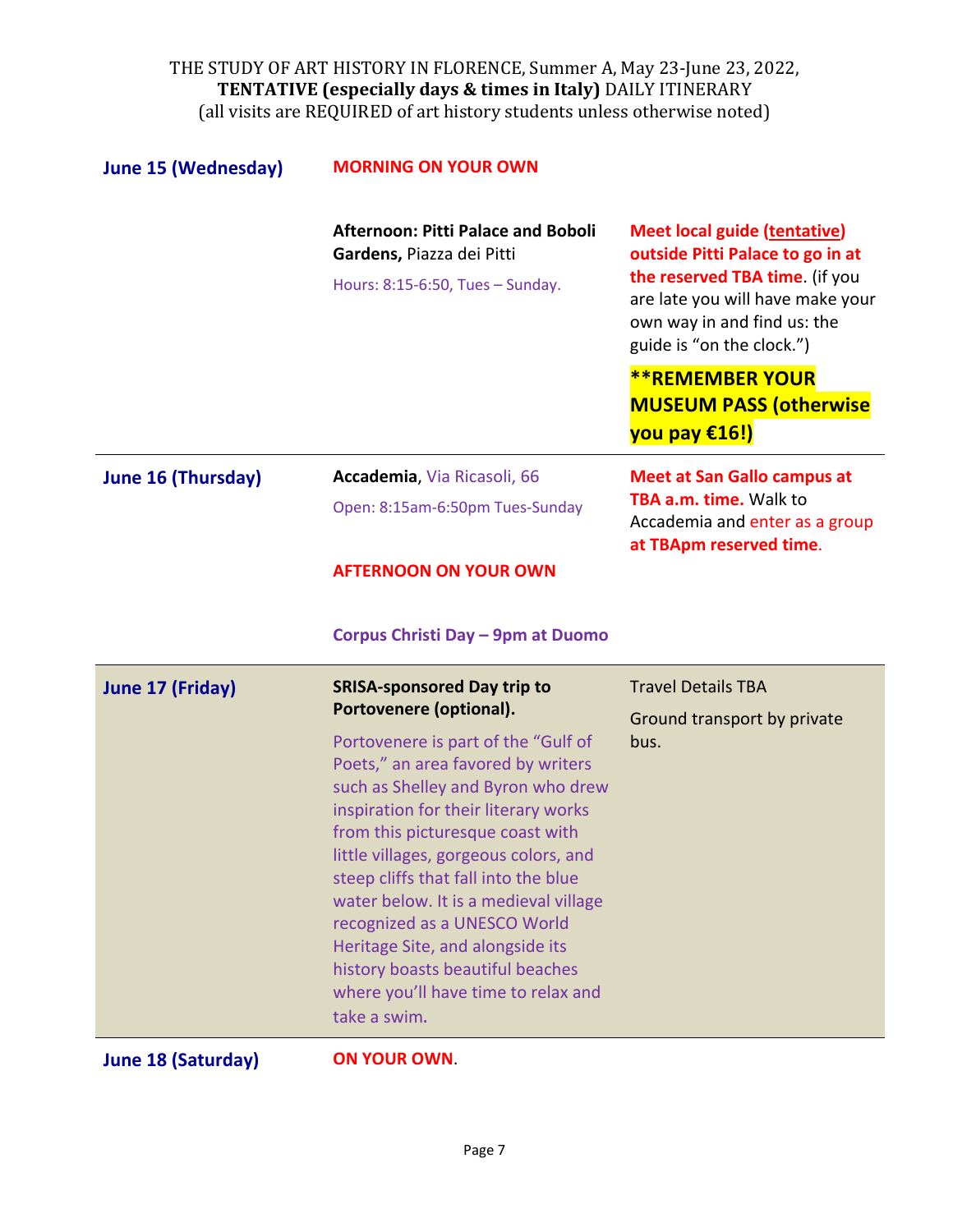THE STUDY OF ART HISTORY IN FLORENCE, Summer A, May 23-June 23, 2022,
**TENTATIVE (especially days & times in Italy)** DAILY ITINERARY
(all visits are REQUIRED of art history students unless otherwise noted)

| | | |
|---|---|---|
| **June 15 (Wednesday)** | **MORNING ON YOUR OWN**<br><br>**Afternoon: Pitti Palace and Boboli Gardens,** Piazza dei Pitti<br>Hours: 8:15-6:50, Tues – Sunday. | **Meet local guide (tentative) outside Pitti Palace to go in at the reserved TBA time**. (if you are late you will have make your own way in and find us: the guide is "on the clock.")<br><br>**\*\*REMEMBER YOUR MUSEUM PASS (otherwise you pay €16!)** |
| **June 16 (Thursday)** | **Accademia**, Via Ricasoli, 66<br>Open: 8:15am-6:50pm Tues-Sunday<br><br>**AFTERNOON ON YOUR OWN**<br><br>**Corpus Christi Day – 9pm at Duomo** | **Meet at San Gallo campus at TBA a.m. time.** Walk to Accademia and enter as a group **at TBApm reserved time**. |
| **June 17 (Friday)** | **SRISA-sponsored Day trip to Portovenere (optional).**<br>Portovenere is part of the "Gulf of Poets," an area favored by writers such as Shelley and Byron who drew inspiration for their literary works from this picturesque coast with little villages, gorgeous colors, and steep cliffs that fall into the blue water below. It is a medieval village recognized as a UNESCO World Heritage Site, and alongside its history boasts beautiful beaches where you'll have time to relax and take a swim. | Travel Details TBA<br>Ground transport by private bus. |
| **June 18 (Saturday)** | **ON YOUR OWN**. | |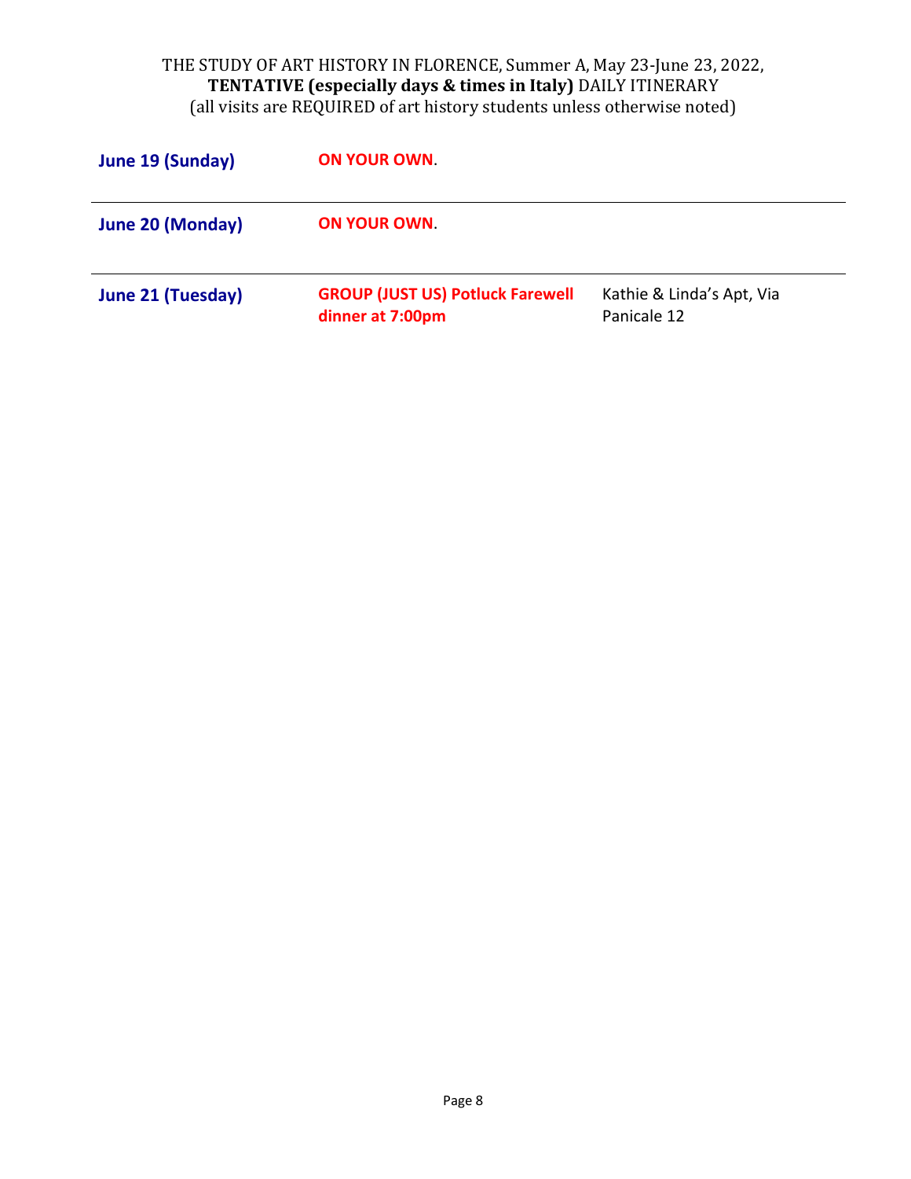THE STUDY OF ART HISTORY IN FLORENCE, Summer A, May 23-June 23, 2022,
**TENTATIVE (especially days & times in Italy)** DAILY ITINERARY
(all visits are REQUIRED of art history students unless otherwise noted)

| | | |
|---|---|---|
| **June 19 (Sunday)** | **ON YOUR OWN**. | |
| **June 20 (Monday)** | **ON YOUR OWN**. | |
| **June 21 (Tuesday)** | **GROUP (JUST US) Potluck Farewell dinner at 7:00pm** | Kathie & Linda's Apt, Via Panicale 12 |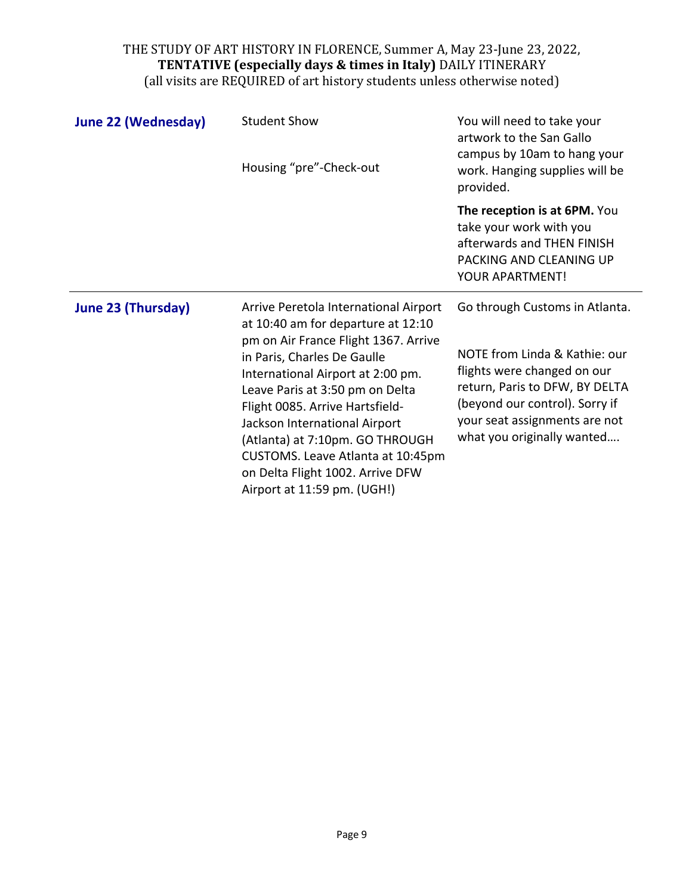THE STUDY OF ART HISTORY IN FLORENCE, Summer A, May 23-June 23, 2022, **TENTATIVE (especially days & times in Italy)** DAILY ITINERARY (all visits are REQUIRED of art history students unless otherwise noted)

| | | |
|---|---|---|
| **June 22 (Wednesday)** | Student Show<br><br>Housing "pre"-Check-out | You will need to take your artwork to the San Gallo campus by 10am to hang your work. Hanging supplies will be provided.<br><br>**The reception is at 6PM.** You take your work with you afterwards and THEN FINISH PACKING AND CLEANING UP YOUR APARTMENT! |
| **June 23 (Thursday)** | Arrive Peretola International Airport at 10:40 am for departure at 12:10 pm on Air France Flight 1367. Arrive in Paris, Charles De Gaulle International Airport at 2:00 pm. Leave Paris at 3:50 pm on Delta Flight 0085. Arrive Hartsfield-Jackson International Airport (Atlanta) at 7:10pm. GO THROUGH CUSTOMS. Leave Atlanta at 10:45pm on Delta Flight 1002. Arrive DFW Airport at 11:59 pm. (UGH!) | Go through Customs in Atlanta.<br><br>NOTE from Linda & Kathie: our flights were changed on our return, Paris to DFW, BY DELTA (beyond our control). Sorry if your seat assignments are not what you originally wanted…. |